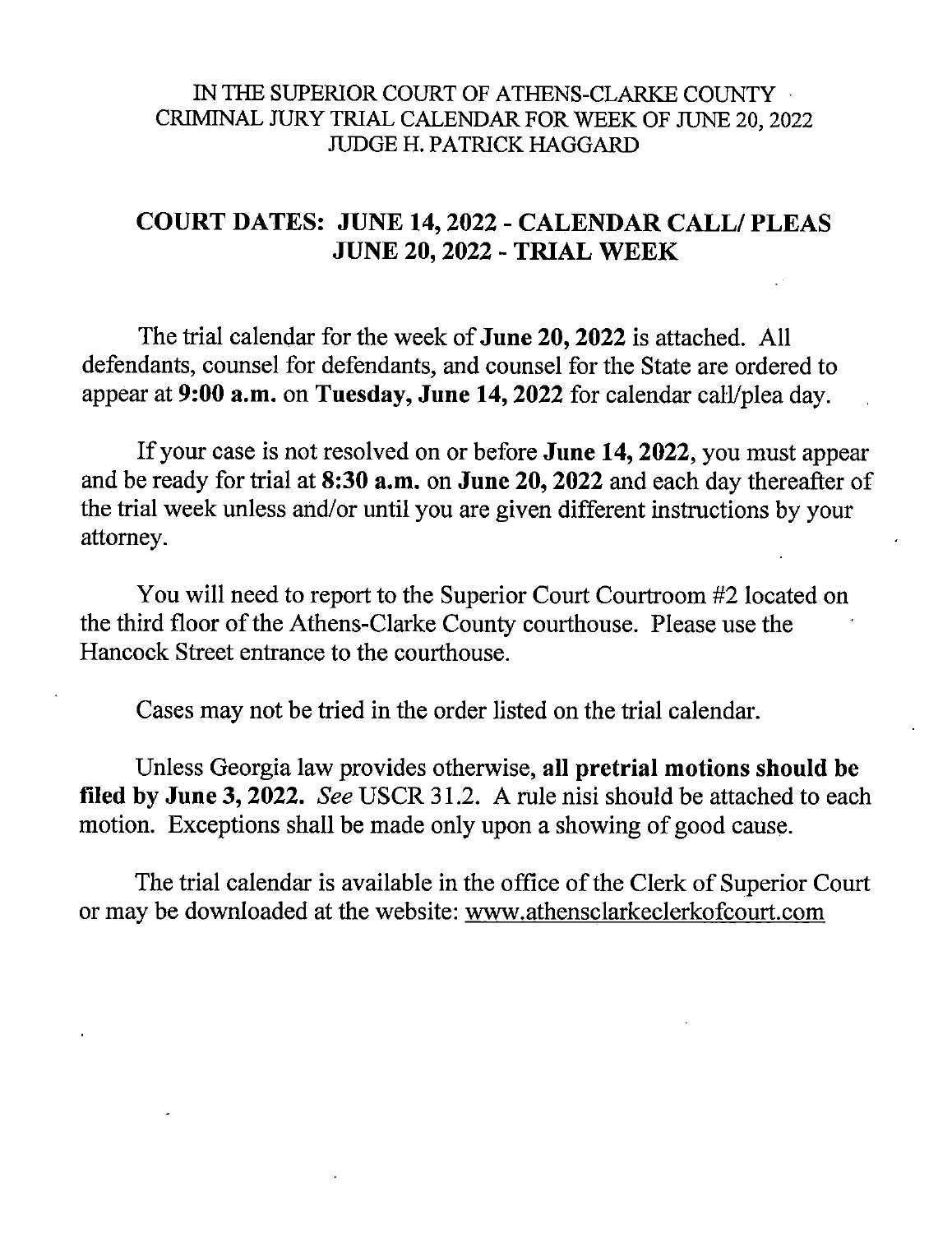IN THE SUPERIOR COURT OF ATHENS-CLARKE COUNTY
CRIMINAL JURY TRIAL CALENDAR FOR WEEK OF JUNE 20, 2022
JUDGE H. PATRICK HAGGARD

## COURT DATES: JUNE 14, 2022 - CALENDAR CALL/ PLEAS
## JUNE 20, 2022 - TRIAL WEEK

The trial calendar for the week of **June 20, 2022** is attached. All defendants, counsel for defendants, and counsel for the State are ordered to appear at **9:00 a.m.** on **Tuesday, June 14, 2022** for calendar call/plea day.

If your case is not resolved on or before **June 14, 2022**, you must appear and be ready for trial at **8:30 a.m.** on **June 20, 2022** and each day thereafter of the trial week unless and/or until you are given different instructions by your attorney.

You will need to report to the Superior Court Courtroom #2 located on the third floor of the Athens-Clarke County courthouse. Please use the Hancock Street entrance to the courthouse.

Cases may not be tried in the order listed on the trial calendar.

Unless Georgia law provides otherwise, **all pretrial motions should be filed by June 3, 2022.** *See* USCR 31.2. A rule nisi should be attached to each motion. Exceptions shall be made only upon a showing of good cause.

The trial calendar is available in the office of the Clerk of Superior Court or may be downloaded at the website: www.athensclarkeclerkofcourt.com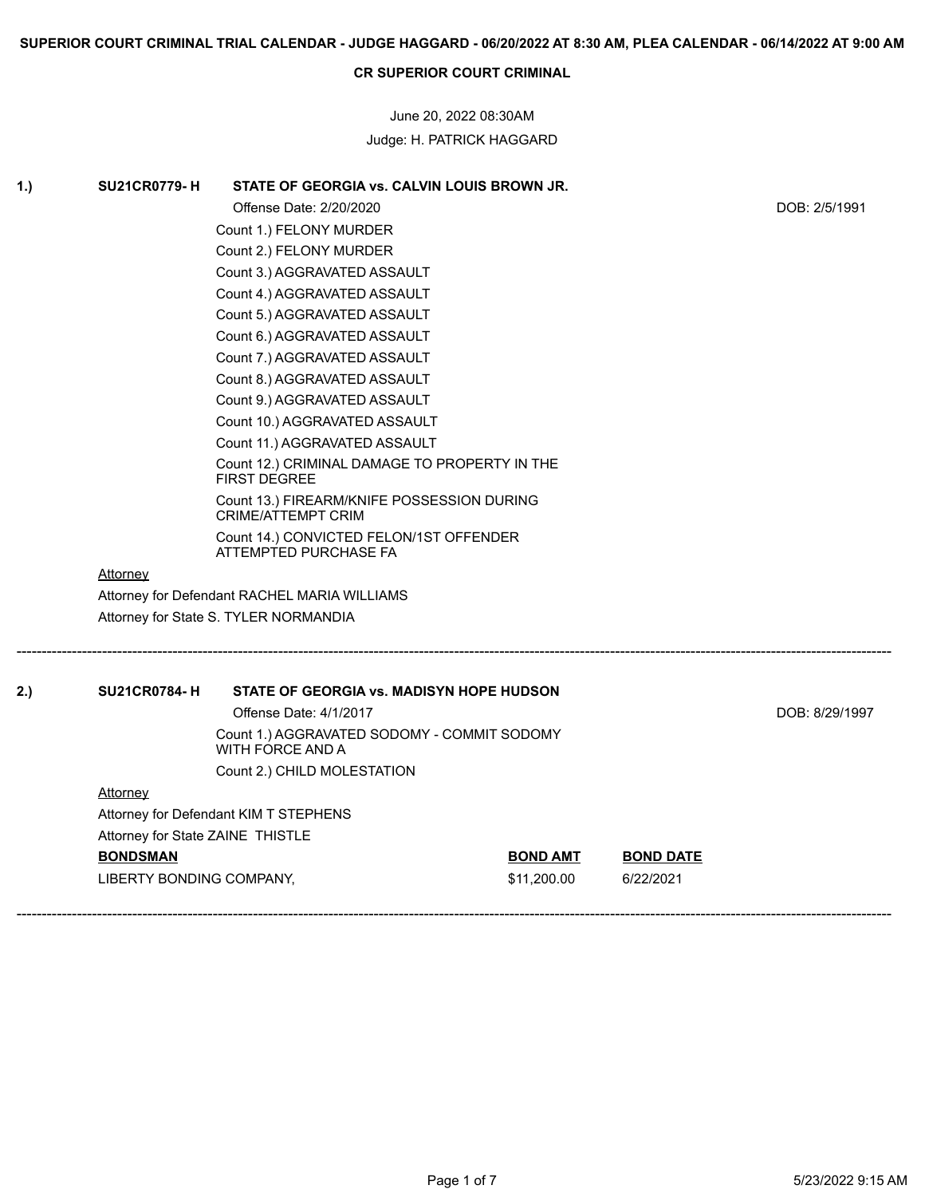**SUPERIOR COURT CRIMINAL TRIAL CALENDAR - JUDGE HAGGARD - 06/20/2022 AT 8:30 AM, PLEA CALENDAR - 06/14/2022 AT 9:00 AM**

**CR SUPERIOR COURT CRIMINAL**

June 20, 2022 08:30AM

Judge: H. PATRICK HAGGARD

**1.) SU21CR0779- H — STATE OF GEORGIA vs. CALVIN LOUIS BROWN JR.**

Offense Date: 2/20/2020 — DOB: 2/5/1991

Count 1.) FELONY MURDER
Count 2.) FELONY MURDER
Count 3.) AGGRAVATED ASSAULT
Count 4.) AGGRAVATED ASSAULT
Count 5.) AGGRAVATED ASSAULT
Count 6.) AGGRAVATED ASSAULT
Count 7.) AGGRAVATED ASSAULT
Count 8.) AGGRAVATED ASSAULT
Count 9.) AGGRAVATED ASSAULT
Count 10.) AGGRAVATED ASSAULT
Count 11.) AGGRAVATED ASSAULT
Count 12.) CRIMINAL DAMAGE TO PROPERTY IN THE FIRST DEGREE
Count 13.) FIREARM/KNIFE POSSESSION DURING CRIME/ATTEMPT CRIM
Count 14.) CONVICTED FELON/1ST OFFENDER ATTEMPTED PURCHASE FA

Attorney

Attorney for Defendant RACHEL MARIA WILLIAMS
Attorney for State S. TYLER NORMANDIA

---

**2.) SU21CR0784- H — STATE OF GEORGIA vs. MADISYN HOPE HUDSON**

Offense Date: 4/1/2017 — DOB: 8/29/1997

Count 1.) AGGRAVATED SODOMY - COMMIT SODOMY WITH FORCE AND A
Count 2.) CHILD MOLESTATION

Attorney

Attorney for Defendant KIM T STEPHENS
Attorney for State ZAINE THISTLE

| BONDSMAN | BOND AMT | BOND DATE |
|---|---|---|
| LIBERTY BONDING COMPANY, | $11,200.00 | 6/22/2021 |

---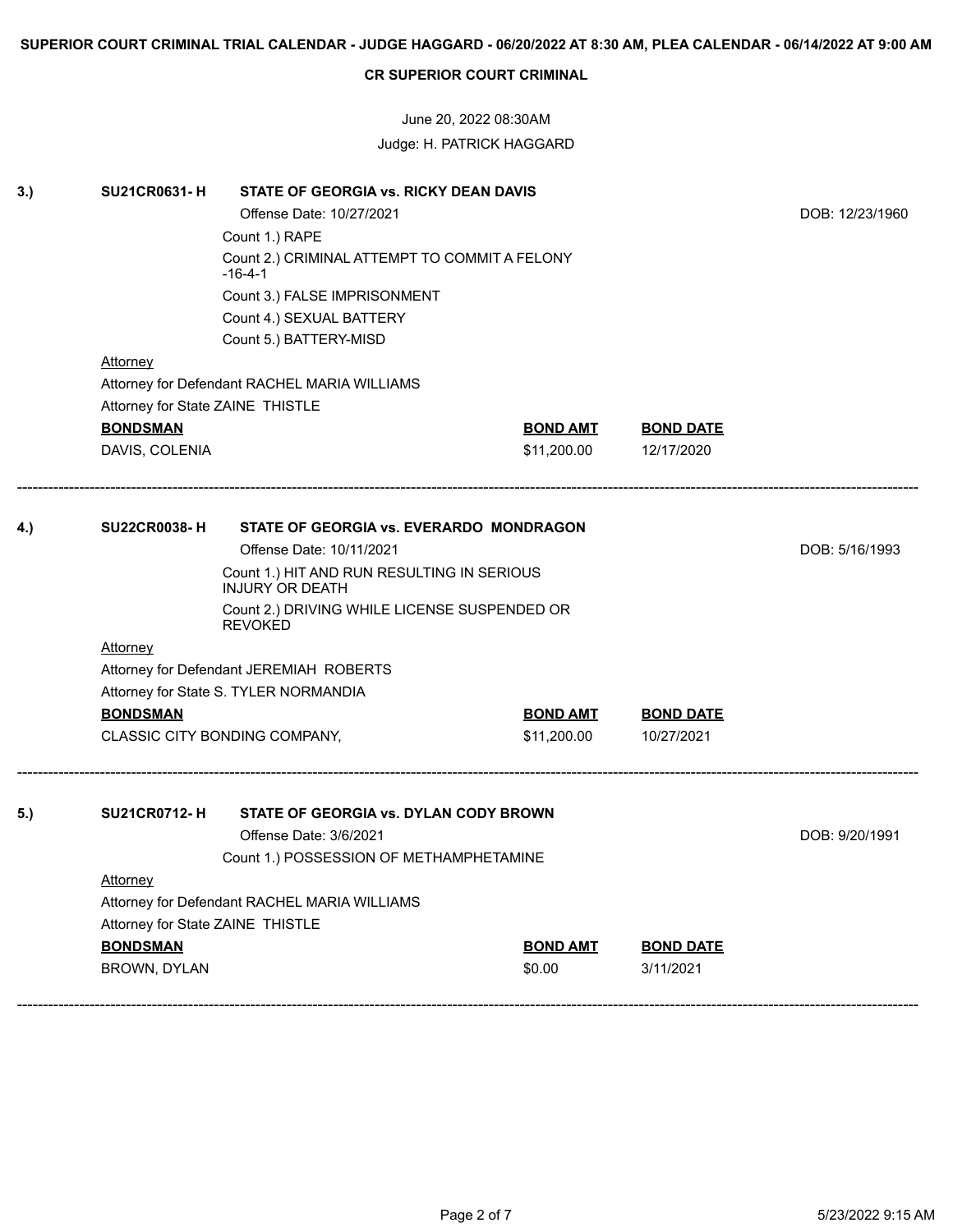**CR SUPERIOR COURT CRIMINAL**

June 20, 2022 08:30AM

Judge: H. PATRICK HAGGARD

---

**3.) SU21CR0631- H — STATE OF GEORGIA vs. RICKY DEAN DAVIS**

Offense Date: 10/27/2021

DOB: 12/23/1960

- Count 1.) RAPE
- Count 2.) CRIMINAL ATTEMPT TO COMMIT A FELONY -16-4-1
- Count 3.) FALSE IMPRISONMENT
- Count 4.) SEXUAL BATTERY
- Count 5.) BATTERY-MISD

Attorney

Attorney for Defendant RACHEL MARIA WILLIAMS

Attorney for State ZAINE THISTLE

| BONDSMAN | BOND AMT | BOND DATE |
|---|---|---|
| DAVIS, COLENIA | $11,200.00 | 12/17/2020 |

---

**4.) SU22CR0038- H — STATE OF GEORGIA vs. EVERARDO MONDRAGON**

Offense Date: 10/11/2021

DOB: 5/16/1993

- Count 1.) HIT AND RUN RESULTING IN SERIOUS INJURY OR DEATH
- Count 2.) DRIVING WHILE LICENSE SUSPENDED OR REVOKED

Attorney

Attorney for Defendant JEREMIAH ROBERTS

Attorney for State S. TYLER NORMANDIA

| BONDSMAN | BOND AMT | BOND DATE |
|---|---|---|
| CLASSIC CITY BONDING COMPANY, | $11,200.00 | 10/27/2021 |

---

**5.) SU21CR0712- H — STATE OF GEORGIA vs. DYLAN CODY BROWN**

Offense Date: 3/6/2021

DOB: 9/20/1991

- Count 1.) POSSESSION OF METHAMPHETAMINE

Attorney

Attorney for Defendant RACHEL MARIA WILLIAMS

Attorney for State ZAINE THISTLE

| BONDSMAN | BOND AMT | BOND DATE |
|---|---|---|
| BROWN, DYLAN | $0.00 | 3/11/2021 |

---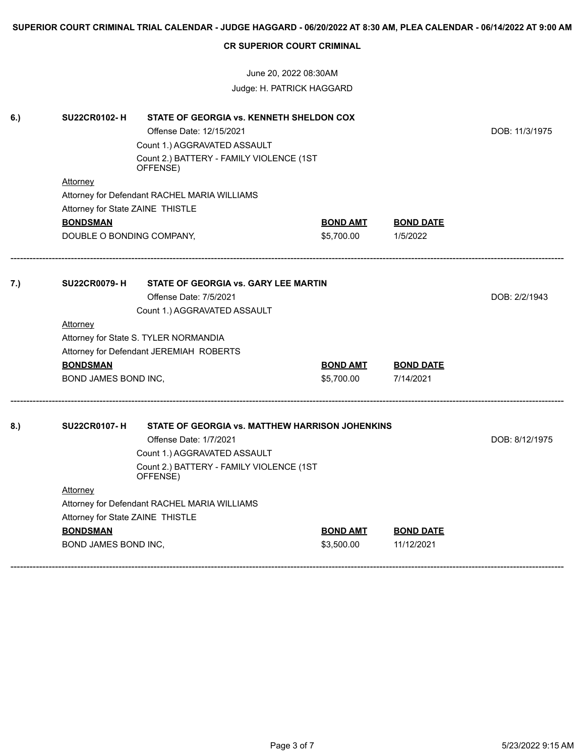**SUPERIOR COURT CRIMINAL TRIAL CALENDAR - JUDGE HAGGARD - 06/20/2022 AT 8:30 AM, PLEA CALENDAR - 06/14/2022 AT 9:00 AM**

**CR SUPERIOR COURT CRIMINAL**

June 20, 2022 08:30AM

Judge: H. PATRICK HAGGARD

---

**6.)** **SU22CR0102- H** **STATE OF GEORGIA vs. KENNETH SHELDON COX**

Offense Date: 12/15/2021 DOB: 11/3/1975

Count 1.) AGGRAVATED ASSAULT

Count 2.) BATTERY - FAMILY VIOLENCE (1ST OFFENSE)

Attorney

Attorney for Defendant RACHEL MARIA WILLIAMS

Attorney for State ZAINE THISTLE

| BONDSMAN | BOND AMT | BOND DATE |
|---|---|---|
| DOUBLE O BONDING COMPANY, | \$5,700.00 | 1/5/2022 |

---

**7.)** **SU22CR0079- H** **STATE OF GEORGIA vs. GARY LEE MARTIN**

Offense Date: 7/5/2021 DOB: 2/2/1943

Count 1.) AGGRAVATED ASSAULT

Attorney

Attorney for State S. TYLER NORMANDIA

Attorney for Defendant JEREMIAH ROBERTS

| BONDSMAN | BOND AMT | BOND DATE |
|---|---|---|
| BOND JAMES BOND INC, | \$5,700.00 | 7/14/2021 |

---

**8.)** **SU22CR0107- H** **STATE OF GEORGIA vs. MATTHEW HARRISON JOHENKINS**

Offense Date: 1/7/2021 DOB: 8/12/1975

Count 1.) AGGRAVATED ASSAULT

Count 2.) BATTERY - FAMILY VIOLENCE (1ST OFFENSE)

Attorney

Attorney for Defendant RACHEL MARIA WILLIAMS

Attorney for State ZAINE THISTLE

| BONDSMAN | BOND AMT | BOND DATE |
|---|---|---|
| BOND JAMES BOND INC, | \$3,500.00 | 11/12/2021 |

---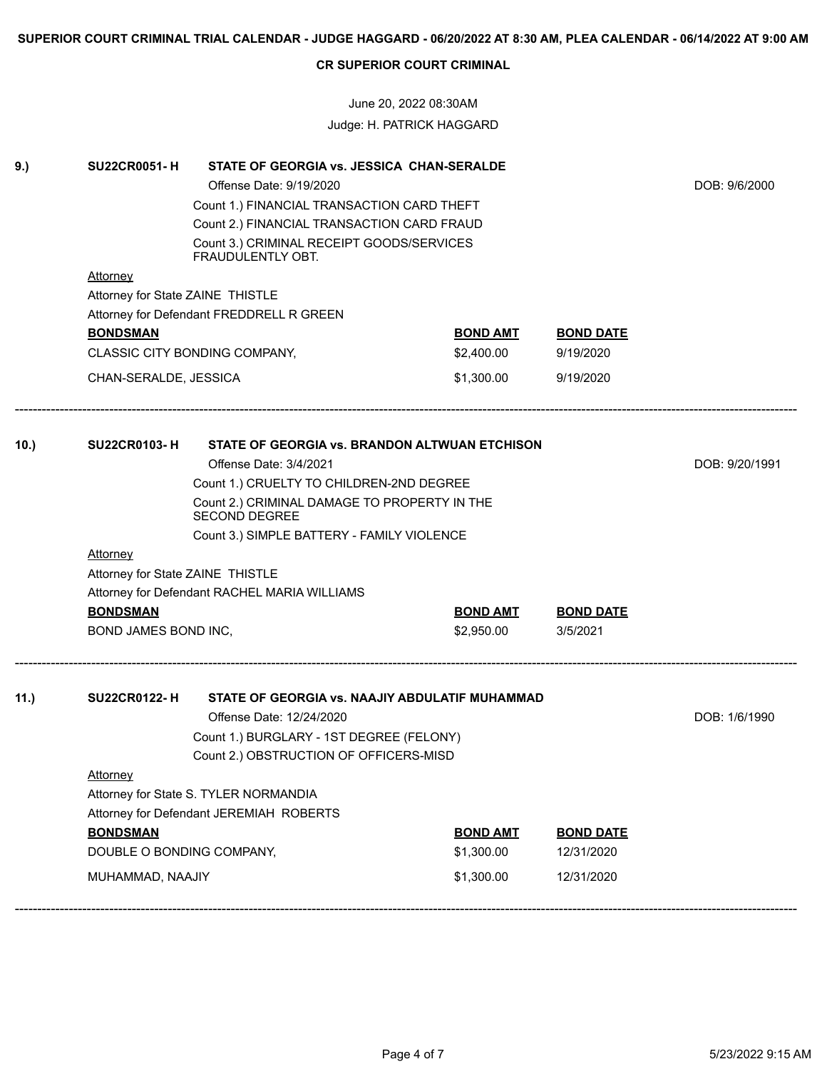**SUPERIOR COURT CRIMINAL TRIAL CALENDAR - JUDGE HAGGARD - 06/20/2022 AT 8:30 AM, PLEA CALENDAR - 06/14/2022 AT 9:00 AM**

**CR SUPERIOR COURT CRIMINAL**

June 20, 2022 08:30AM

Judge: H. PATRICK HAGGARD

---

**9.) SU22CR0051- H — STATE OF GEORGIA vs. JESSICA CHAN-SERALDE**

Offense Date: 9/19/2020 — DOB: 9/6/2000

Count 1.) FINANCIAL TRANSACTION CARD THEFT
Count 2.) FINANCIAL TRANSACTION CARD FRAUD
Count 3.) CRIMINAL RECEIPT GOODS/SERVICES FRAUDULENTLY OBT.

Attorney
Attorney for State ZAINE THISTLE
Attorney for Defendant FREDDRELL R GREEN

| BONDSMAN | BOND AMT | BOND DATE |
|---|---|---|
| CLASSIC CITY BONDING COMPANY, | $2,400.00 | 9/19/2020 |
| CHAN-SERALDE, JESSICA | $1,300.00 | 9/19/2020 |

---

**10.) SU22CR0103- H — STATE OF GEORGIA vs. BRANDON ALTWUAN ETCHISON**

Offense Date: 3/4/2021 — DOB: 9/20/1991

Count 1.) CRUELTY TO CHILDREN-2ND DEGREE
Count 2.) CRIMINAL DAMAGE TO PROPERTY IN THE SECOND DEGREE
Count 3.) SIMPLE BATTERY - FAMILY VIOLENCE

Attorney
Attorney for State ZAINE THISTLE
Attorney for Defendant RACHEL MARIA WILLIAMS

| BONDSMAN | BOND AMT | BOND DATE |
|---|---|---|
| BOND JAMES BOND INC, | $2,950.00 | 3/5/2021 |

---

**11.) SU22CR0122- H — STATE OF GEORGIA vs. NAAJIY ABDULATIF MUHAMMAD**

Offense Date: 12/24/2020 — DOB: 1/6/1990

Count 1.) BURGLARY - 1ST DEGREE (FELONY)
Count 2.) OBSTRUCTION OF OFFICERS-MISD

Attorney
Attorney for State S. TYLER NORMANDIA
Attorney for Defendant JEREMIAH ROBERTS

| BONDSMAN | BOND AMT | BOND DATE |
|---|---|---|
| DOUBLE O BONDING COMPANY, | $1,300.00 | 12/31/2020 |
| MUHAMMAD, NAAJIY | $1,300.00 | 12/31/2020 |

---

5/23/2022 9:15 AM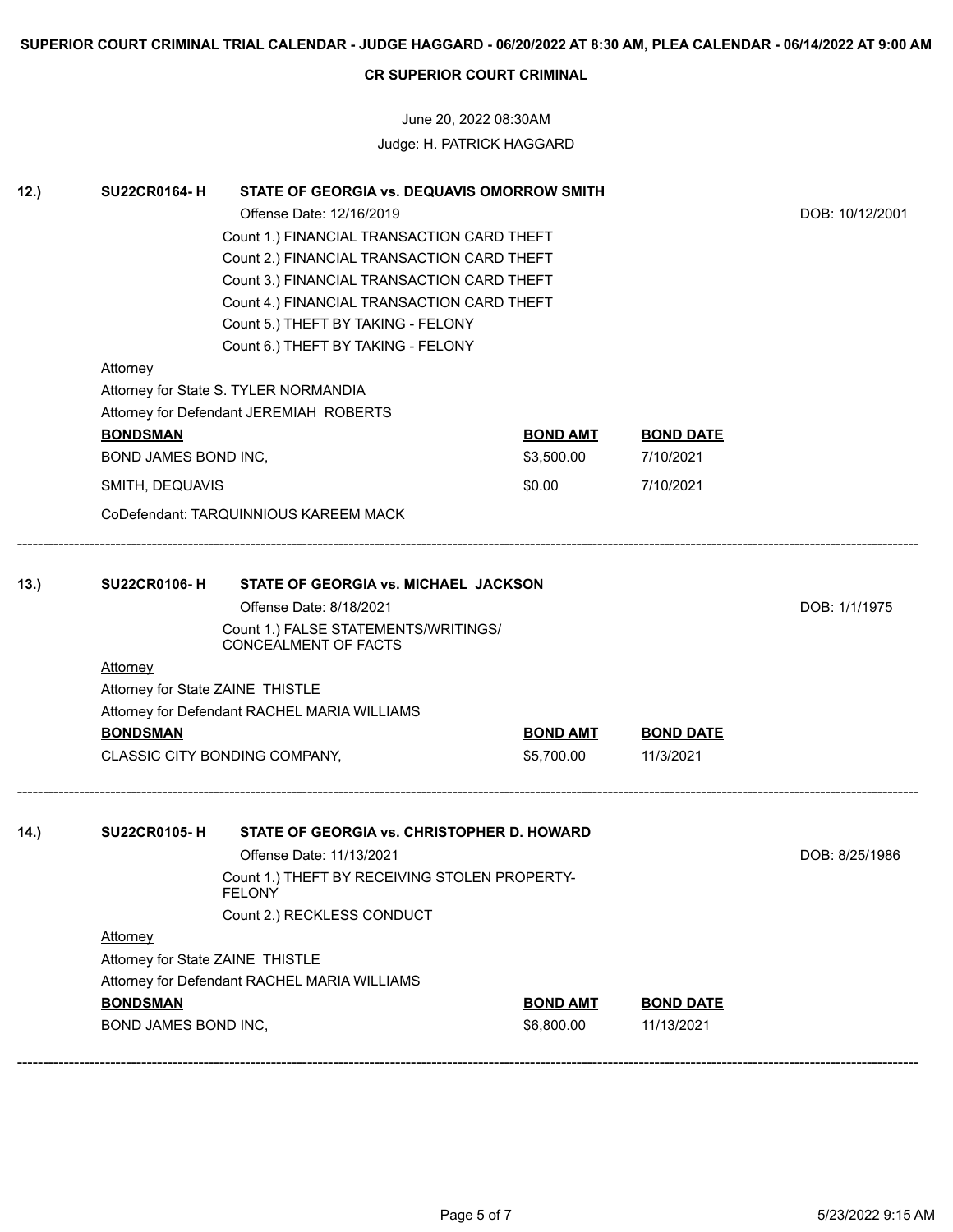**SUPERIOR COURT CRIMINAL TRIAL CALENDAR - JUDGE HAGGARD - 06/20/2022 AT 8:30 AM, PLEA CALENDAR - 06/14/2022 AT 9:00 AM**

**CR SUPERIOR COURT CRIMINAL**

June 20, 2022 08:30AM

Judge: H. PATRICK HAGGARD

**12.)** **SU22CR0164- H** **STATE OF GEORGIA vs. DEQUAVIS OMORROW SMITH**

Offense Date: 12/16/2019 DOB: 10/12/2001

Count 1.) FINANCIAL TRANSACTION CARD THEFT
Count 2.) FINANCIAL TRANSACTION CARD THEFT
Count 3.) FINANCIAL TRANSACTION CARD THEFT
Count 4.) FINANCIAL TRANSACTION CARD THEFT
Count 5.) THEFT BY TAKING - FELONY
Count 6.) THEFT BY TAKING - FELONY

Attorney
Attorney for State S. TYLER NORMANDIA
Attorney for Defendant JEREMIAH ROBERTS

| BONDSMAN | BOND AMT | BOND DATE |
|---|---|---|
| BOND JAMES BOND INC, | $3,500.00 | 7/10/2021 |
| SMITH, DEQUAVIS | $0.00 | 7/10/2021 |

CoDefendant: TARQUINNIOUS KAREEM MACK

---

**13.)** **SU22CR0106- H** **STATE OF GEORGIA vs. MICHAEL JACKSON**

Offense Date: 8/18/2021 DOB: 1/1/1975

Count 1.) FALSE STATEMENTS/WRITINGS/ CONCEALMENT OF FACTS

Attorney
Attorney for State ZAINE THISTLE
Attorney for Defendant RACHEL MARIA WILLIAMS

| BONDSMAN | BOND AMT | BOND DATE |
|---|---|---|
| CLASSIC CITY BONDING COMPANY, | $5,700.00 | 11/3/2021 |

---

**14.)** **SU22CR0105- H** **STATE OF GEORGIA vs. CHRISTOPHER D. HOWARD**

Offense Date: 11/13/2021 DOB: 8/25/1986

Count 1.) THEFT BY RECEIVING STOLEN PROPERTY-FELONY
Count 2.) RECKLESS CONDUCT

Attorney
Attorney for State ZAINE THISTLE
Attorney for Defendant RACHEL MARIA WILLIAMS

| BONDSMAN | BOND AMT | BOND DATE |
|---|---|---|
| BOND JAMES BOND INC, | $6,800.00 | 11/13/2021 |

---

5/23/2022 9:15 AM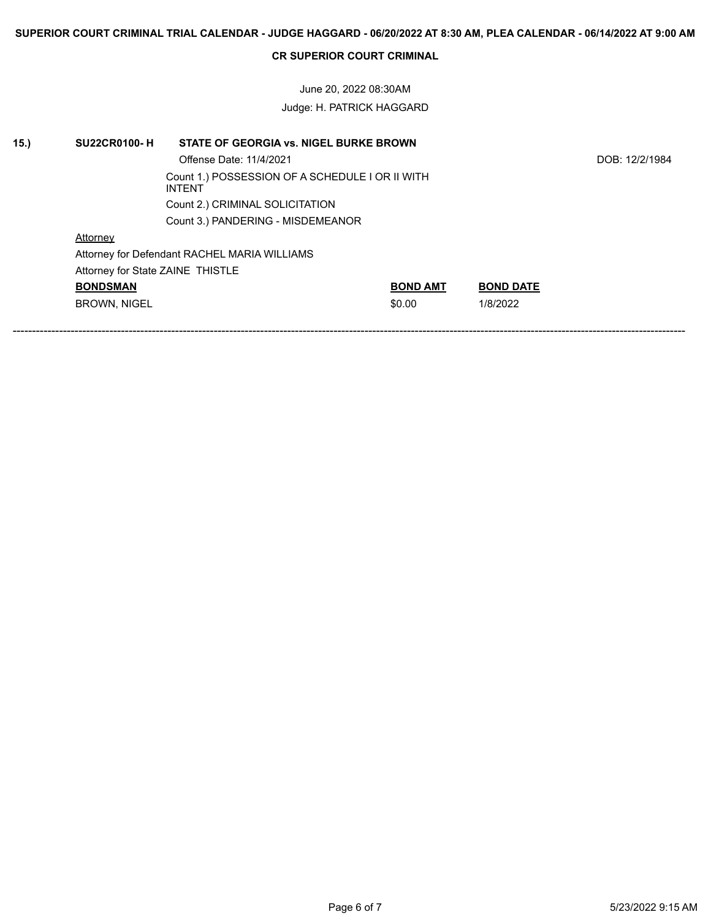**SUPERIOR COURT CRIMINAL TRIAL CALENDAR - JUDGE HAGGARD - 06/20/2022 AT 8:30 AM, PLEA CALENDAR - 06/14/2022 AT 9:00 AM**

**CR SUPERIOR COURT CRIMINAL**

June 20, 2022 08:30AM

Judge: H. PATRICK HAGGARD

**15.)** **SU22CR0100- H** **STATE OF GEORGIA vs. NIGEL BURKE BROWN**

Offense Date: 11/4/2021 DOB: 12/2/1984

Count 1.) POSSESSION OF A SCHEDULE I OR II WITH INTENT

Count 2.) CRIMINAL SOLICITATION

Count 3.) PANDERING - MISDEMEANOR

Attorney

Attorney for Defendant RACHEL MARIA WILLIAMS

Attorney for State ZAINE THISTLE

| **BONDSMAN** | **BOND AMT** | **BOND DATE** |
|---|---|---|
| BROWN, NIGEL | $0.00 | 1/8/2022 |

---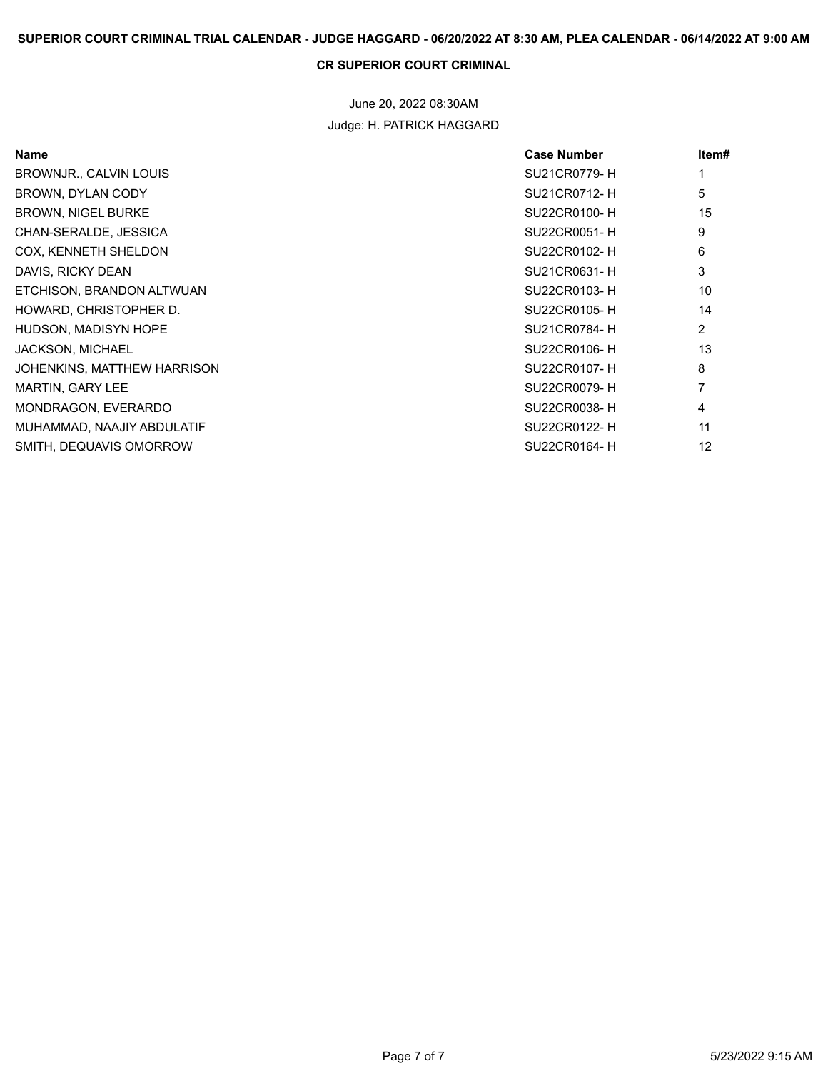# SUPERIOR COURT CRIMINAL TRIAL CALENDAR - JUDGE HAGGARD - 06/20/2022 AT 8:30 AM, PLEA CALENDAR - 06/14/2022 AT 9:00 AM

## CR SUPERIOR COURT CRIMINAL

June 20, 2022 08:30AM

Judge: H. PATRICK HAGGARD

| Name | Case Number | Item# |
|---|---|---|
| BROWNJR., CALVIN LOUIS | SU21CR0779- H | 1 |
| BROWN, DYLAN CODY | SU21CR0712- H | 5 |
| BROWN, NIGEL BURKE | SU22CR0100- H | 15 |
| CHAN-SERALDE, JESSICA | SU22CR0051- H | 9 |
| COX, KENNETH SHELDON | SU22CR0102- H | 6 |
| DAVIS, RICKY DEAN | SU21CR0631- H | 3 |
| ETCHISON, BRANDON ALTWUAN | SU22CR0103- H | 10 |
| HOWARD, CHRISTOPHER D. | SU22CR0105- H | 14 |
| HUDSON, MADISYN HOPE | SU21CR0784- H | 2 |
| JACKSON, MICHAEL | SU22CR0106- H | 13 |
| JOHENKINS, MATTHEW HARRISON | SU22CR0107- H | 8 |
| MARTIN, GARY LEE | SU22CR0079- H | 7 |
| MONDRAGON, EVERARDO | SU22CR0038- H | 4 |
| MUHAMMAD, NAAJIY ABDULATIF | SU22CR0122- H | 11 |
| SMITH, DEQUAVIS OMORROW | SU22CR0164- H | 12 |